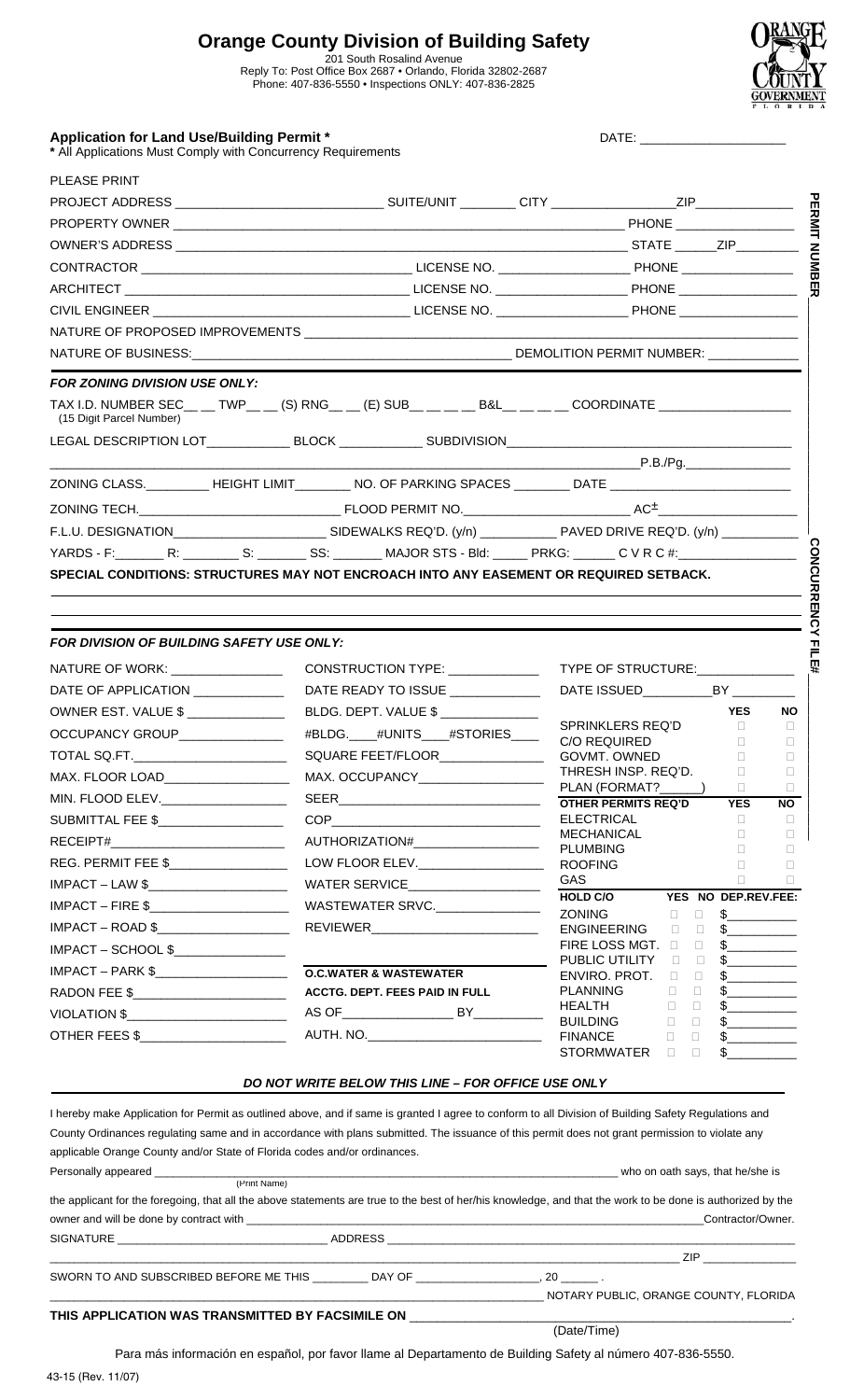# Orange County Division of Building Safety

201 South Rosalind Avenue
Reply To: Post Office Box 2687 • Orlando, Florida 32802-2687
Phone: 407-836-5550 • Inspections ONLY: 407-836-2825

**Application for Land Use/Building Permit \***
**\*** All Applications Must Comply with Concurrency Requirements

DATE: ____________________

PERMIT NUMBER

PLEASE PRINT

PROJECT ADDRESS ____________________________ SUITE/UNIT ________ CITY ________________ ZIP_____________

PROPERTY OWNER ______________________________________________________________ PHONE ________________

OWNER'S ADDRESS ______________________________________________________________ STATE ______ ZIP________

CONTRACTOR ____________________________________ LICENSE NO. __________________ PHONE _______________

ARCHITECT _____________________________________ LICENSE NO. __________________ PHONE _______________

CIVIL ENGINEER _________________________________ LICENSE NO. __________________ PHONE _______________

NATURE OF PROPOSED IMPROVEMENTS ______________________________________________________________________

NATURE OF BUSINESS: ___________________________________________ DEMOLITION PERMIT NUMBER: ____________

***FOR ZONING DIVISION USE ONLY:***

TAX I.D. NUMBER SEC__ __ TWP__ __ (S) RNG__ __ (E) SUB__ __ __ __ B&L__ __ __ __ COORDINATE _________________
(15 Digit Parcel Number)

LEGAL DESCRIPTION LOT___________ BLOCK ___________ SUBDIVISION________________________________________

_______________________________________________________________________________ P.B./Pg._______________

ZONING CLASS._________ HEIGHT LIMIT________ NO. OF PARKING SPACES ________ DATE ________________________

ZONING TECH.____________________________ FLOOD PERMIT NO.______________________ AC± ___________________

F.L.U. DESIGNATION____________________ SIDEWALKS REQ'D. (y/n) __________ PAVED DRIVE REQ'D. (y/n) ___________

YARDS - F:_______ R: ________ S: _______ SS: _______ MAJOR STS - Bld: _____ PRKG: ______ C V R C #:________________

**SPECIAL CONDITIONS: STRUCTURES MAY NOT ENCROACH INTO ANY EASEMENT OR REQUIRED SETBACK.**

CONCURRENCY FILE#

***FOR DIVISION OF BUILDING SAFETY USE ONLY:***

| | | |
|---|---|---|
| NATURE OF WORK: _______________ | CONSTRUCTION TYPE: ____________ | TYPE OF STRUCTURE:_____________ |
| DATE OF APPLICATION ____________ | DATE READY TO ISSUE ____________ | DATE ISSUED_________BY _________ |
| OWNER EST. VALUE $ _____________ | BLDG. DEPT. VALUE $ _____________ | |
| OCCUPANCY GROUP______________ | #BLDG.____#UNITS____#STORIES____ | |
| TOTAL SQ.FT.____________________ | SQUARE FEET/FLOOR______________ | |
| MAX. FLOOR LOAD________________ | MAX. OCCUPANCY________________ | |
| MIN. FLOOD ELEV.________________ | SEER___________________________ | |
| SUBMITTAL FEE $_________________ | COP____________________________ | |
| RECEIPT#_______________________ | AUTHORIZATION#_________________ | |
| REG. PERMIT FEE $________________ | LOW FLOOR ELEV._________________ | |
| IMPACT – LAW $__________________ | WATER SERVICE__________________ | |
| IMPACT – FIRE $__________________ | WASTEWATER SRVC.______________ | |
| IMPACT – ROAD $_________________ | REVIEWER_______________________ | |
| IMPACT – SCHOOL $_______________ | | |
| IMPACT – PARK $_________________ | **O.C.WATER & WASTEWATER** | |
| RADON FEE $_____________________ | **ACCTG. DEPT. FEES PAID IN FULL** | |
| VIOLATION $_____________________ | AS OF________________ BY_________ | |
| OTHER FEES $____________________ | AUTH. NO.________________________ | |

| | YES | NO |
|---|---|---|
| SPRINKLERS REQ'D | □ | □ |
| C/O REQUIRED | □ | □ |
| GOVMT. OWNED | □ | □ |
| THRESH INSP. REQ'D. | □ | □ |
| PLAN (FORMAT?______) | □ | □ |
| **OTHER PERMITS REQ'D** | **YES** | **NO** |
| ELECTRICAL | □ | □ |
| MECHANICAL | □ | □ |
| PLUMBING | □ | □ |
| ROOFING | □ | □ |
| GAS | □ | □ |

| HOLD C/O | YES | NO | DEP.REV.FEE: |
|---|---|---|---|
| ZONING | □ | □ | $__________ |
| ENGINEERING | □ | □ | $__________ |
| FIRE LOSS MGT. | □ | □ | $__________ |
| PUBLIC UTILITY | □ | □ | $__________ |
| ENVIRO. PROT. | □ | □ | $__________ |
| PLANNING | □ | □ | $__________ |
| HEALTH | □ | □ | $__________ |
| BUILDING | □ | □ | $__________ |
| FINANCE | □ | □ | $__________ |
| STORMWATER | □ | □ | $__________ |

***DO NOT WRITE BELOW THIS LINE – FOR OFFICE USE ONLY***

I hereby make Application for Permit as outlined above, and if same is granted I agree to conform to all Division of Building Safety Regulations and County Ordinances regulating same and in accordance with plans submitted. The issuance of this permit does not grant permission to violate any applicable Orange County and/or State of Florida codes and/or ordinances.

Personally appeared ______________________________________________________________ who on oath says, that he/she is
(Print Name)

the applicant for the foregoing, that all the above statements are true to the best of her/his knowledge, and that the work to be done is authorized by the owner and will be done by contract with ____________________________________________________________ Contractor/Owner.

SIGNATURE ________________________________ ADDRESS __________________________________________________

__________________________________________________________________________________ ZIP _______________

SWORN TO AND SUBSCRIBED BEFORE ME THIS _________ DAY OF __________________, 20 ______ .

__________________________________________________________________ NOTARY PUBLIC, ORANGE COUNTY, FLORIDA

**THIS APPLICATION WAS TRANSMITTED BY FACSIMILE ON** _______________________________________________.
(Date/Time)

Para más información en español, por favor llame al Departamento de Building Safety al número 407-836-5550.

43-15 (Rev. 11/07)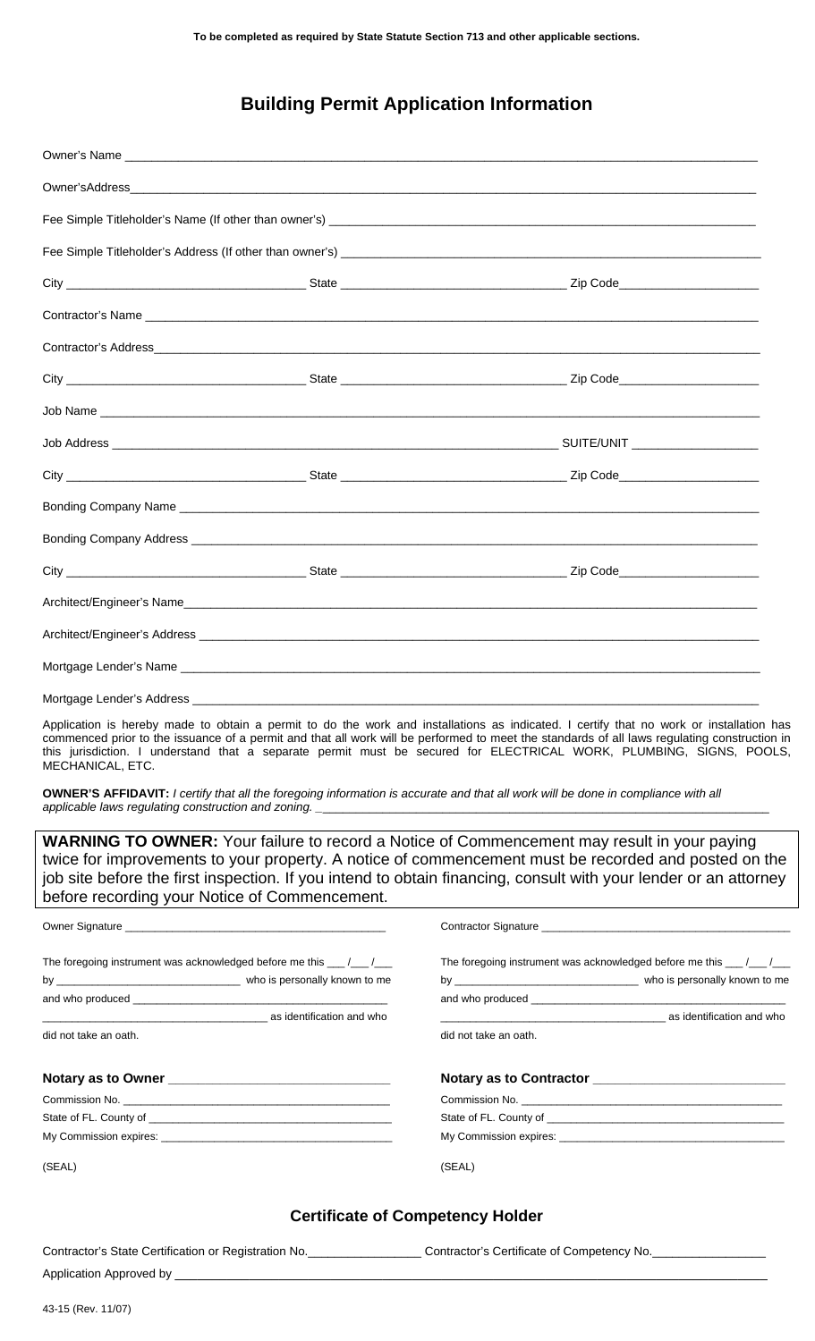To be completed as required by State Statute Section 713 and other applicable sections.

# Building Permit Application Information

Owner's Name ____________________________________________

Owner'sAddress____________________________________________

Fee Simple Titleholder's Name (If other than owner's) ______________________________

Fee Simple Titleholder's Address (If other than owner's) ______________________________

City ______________________ State ______________________ Zip Code______________

Contractor's Name ____________________________________________

Contractor's Address____________________________________________

City ______________________ State ______________________ Zip Code______________

Job Name ____________________________________________

Job Address ______________________________________ SUITE/UNIT ______________

City ______________________ State ______________________ Zip Code______________

Bonding Company Name ____________________________________________

Bonding Company Address ____________________________________________

City ______________________ State ______________________ Zip Code______________

Architect/Engineer's Name____________________________________________

Architect/Engineer's Address ____________________________________________

Mortgage Lender's Name ____________________________________________

Mortgage Lender's Address ____________________________________________

Application is hereby made to obtain a permit to do the work and installations as indicated. I certify that no work or installation has commenced prior to the issuance of a permit and that all work will be performed to meet the standards of all laws regulating construction in this jurisdiction. I understand that a separate permit must be secured for ELECTRICAL WORK, PLUMBING, SIGNS, POOLS, MECHANICAL, ETC.

**OWNER'S AFFIDAVIT:** *I certify that all the foregoing information is accurate and that all work will be done in compliance with all applicable laws regulating construction and zoning.* ______________________________

**WARNING TO OWNER:** Your failure to record a Notice of Commencement may result in your paying twice for improvements to your property. A notice of commencement must be recorded and posted on the job site before the first inspection. If you intend to obtain financing, consult with your lender or an attorney before recording your Notice of Commencement.

Owner Signature ______________________________

The foregoing instrument was acknowledged before me this ___ /___ /___ by ______________________ who is personally known to me and who produced ______________________ ______________________ as identification and who did not take an oath.

**Notary as to Owner** ______________________

Commission No. ______________________

State of FL. County of ______________________

My Commission expires: ______________________

(SEAL)

Contractor Signature ______________________________

The foregoing instrument was acknowledged before me this ___ /___ /___ by ______________________ who is personally known to me and who produced ______________________ ______________________ as identification and who did not take an oath.

**Notary as to Contractor** ______________________

Commission No. ______________________

State of FL. County of ______________________

My Commission expires: ______________________

(SEAL)

## Certificate of Competency Holder

Contractor's State Certification or Registration No.______________ Contractor's Certificate of Competency No.______________

Application Approved by ____________________________________________

43-15 (Rev. 11/07)